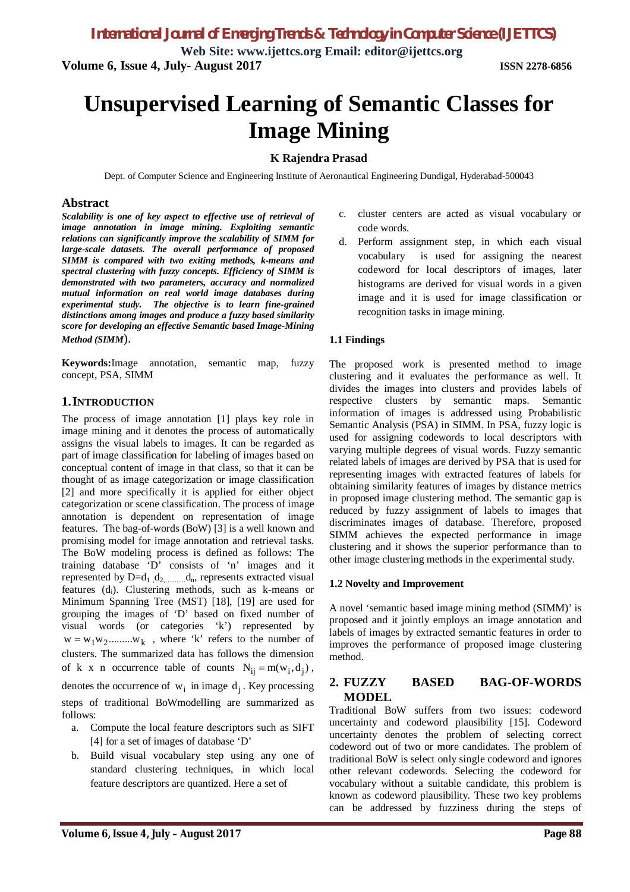# Unsupervised Learning of Semantic Classes for Image Mining

**K Rajendra Prasad**

Dept. of Computer Science and Engineering Institute of Aeronautical Engineering Dundigal, Hyderabad-500043

## Abstract

***Scalability is one of key aspect to effective use of retrieval of image annotation in image mining. Exploiting semantic relations can significantly improve the scalability of SIMM for large-scale datasets. The overall performance of proposed SIMM is compared with two exiting methods, k-means and spectral clustering with fuzzy concepts. Efficiency of SIMM is demonstrated with two parameters, accuracy and normalized mutual information on real world image databases during experimental study. The objective is to learn fine-grained distinctions among images and produce a fuzzy based similarity score for developing an effective Semantic based Image-Mining Method (SIMM*).**

**Keywords:** Image annotation, semantic map, fuzzy concept, PSA, SIMM

## 1. INTRODUCTION

The process of image annotation [1] plays key role in image mining and it denotes the process of automatically assigns the visual labels to images. It can be regarded as part of image classification for labeling of images based on conceptual content of image in that class, so that it can be thought of as image categorization or image classification [2] and more specifically it is applied for either object categorization or scene classification. The process of image annotation is dependent on representation of image features. The bag-of-words (BoW) [3] is a well known and promising model for image annotation and retrieval tasks. The BoW modeling process is defined as follows: The training database 'D' consists of 'n' images and it represented by $D=d_1, d_2, \ldots\ldots d_n$, represents extracted visual features ($d_i$). Clustering methods, such as k-means or Minimum Spanning Tree (MST) [18], [19] are used for grouping the images of 'D' based on fixed number of visual words (or categories 'k') represented by $w = w_1 w_2 \ldots\ldots w_k$, where 'k' refers to the number of clusters. The summarized data has follows the dimension of k x n occurrence table of counts $N_{ij} = m(w_i, d_j)$, denotes the occurrence of $w_i$ in image $d_j$. Key processing steps of traditional BoWmodelling are summarized as follows:

a. Compute the local feature descriptors such as SIFT [4] for a set of images of database 'D'
b. Build visual vocabulary step using any one of standard clustering techniques, in which local feature descriptors are quantized. Here a set of cluster centers are acted as visual vocabulary or code words.
c. Perform assignment step, in which each visual vocabulary is used for assigning the nearest codeword for local descriptors of images, later histograms are derived for visual words in a given image and it is used for image classification or recognition tasks in image mining.

### 1.1 Findings

The proposed work is presented method to image clustering and it evaluates the performance as well. It divides the images into clusters and provides labels of respective clusters by semantic maps. Semantic information of images is addressed using Probabilistic Semantic Analysis (PSA) in SIMM. In PSA, fuzzy logic is used for assigning codewords to local descriptors with varying multiple degrees of visual words. Fuzzy semantic related labels of images are derived by PSA that is used for representing images with extracted features of labels for obtaining similarity features of images by distance metrics in proposed image clustering method. The semantic gap is reduced by fuzzy assignment of labels to images that discriminates images of database. Therefore, proposed SIMM achieves the expected performance in image clustering and it shows the superior performance than to other image clustering methods in the experimental study.

### 1.2 Novelty and Improvement

A novel 'semantic based image mining method (SIMM)' is proposed and it jointly employs an image annotation and labels of images by extracted semantic features in order to improves the performance of proposed image clustering method.

## 2. FUZZY BASED BAG-OF-WORDS MODEL

Traditional BoW suffers from two issues: codeword uncertainty and codeword plausibility [15]. Codeword uncertainty denotes the problem of selecting correct codeword out of two or more candidates. The problem of traditional BoW is select only single codeword and ignores other relevant codewords. Selecting the codeword for vocabulary without a suitable candidate, this problem is known as codeword plausibility. These two key problems can be addressed by fuzziness during the steps of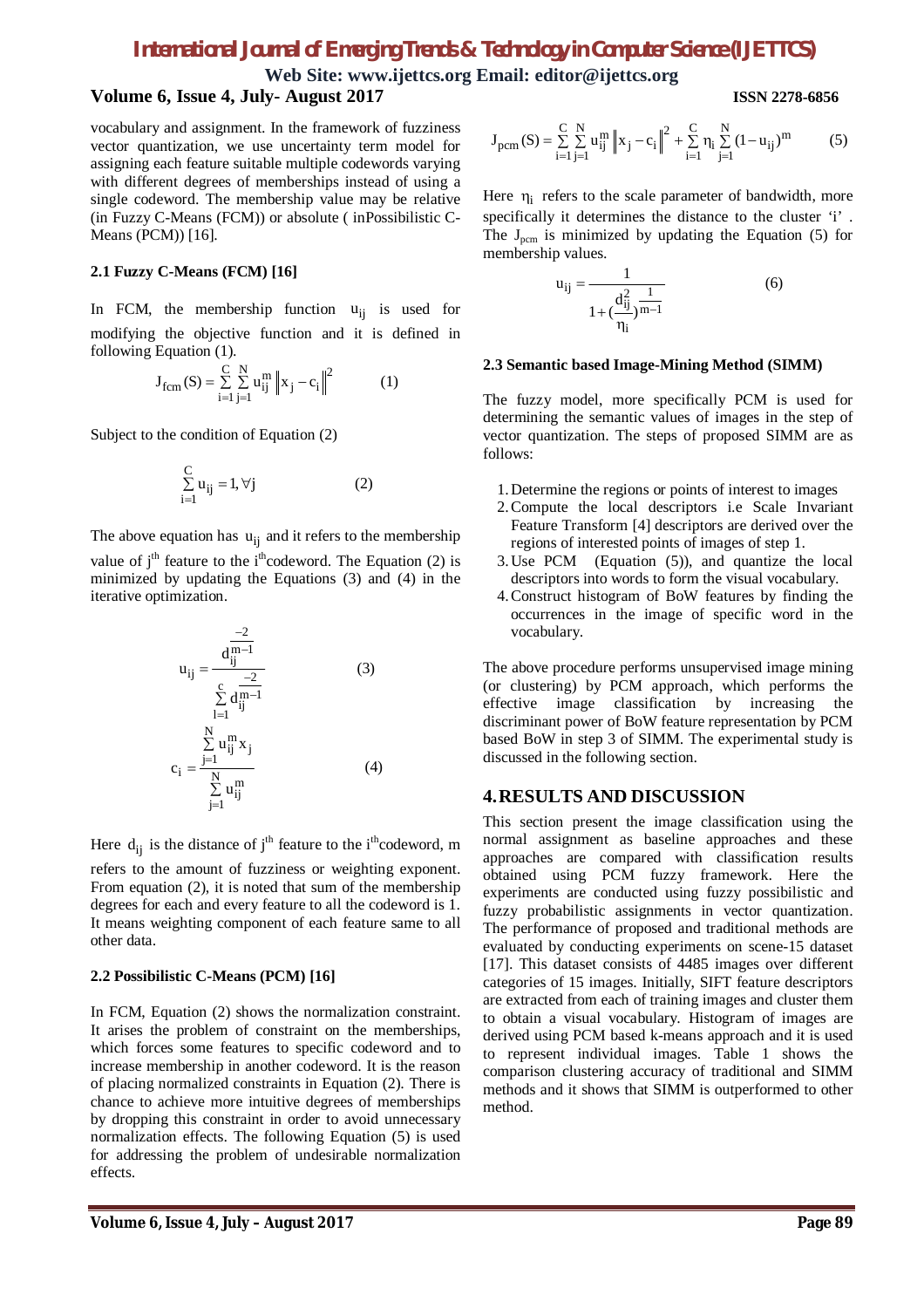vocabulary and assignment. In the framework of fuzziness vector quantization, we use uncertainty term model for assigning each feature suitable multiple codewords varying with different degrees of memberships instead of using a single codeword. The membership value may be relative (in Fuzzy C-Means (FCM)) or absolute ( inPossibilistic C-Means (PCM)) [16].

### 2.1 Fuzzy C-Means (FCM) [16]

In FCM, the membership function $u_{ij}$ is used for modifying the objective function and it is defined in following Equation (1).

$$J_{fcm}(S) = \sum_{i=1}^{C}\sum_{j=1}^{N} u_{ij}^{m} \left\| x_j - c_i \right\|^2 \qquad (1)$$

Subject to the condition of Equation (2)

$$\sum_{i=1}^{C} u_{ij} = 1, \forall j \qquad (2)$$

The above equation has $u_{ij}$ and it refers to the membership value of $j^{th}$ feature to the $i^{th}$codeword. The Equation (2) is minimized by updating the Equations (3) and (4) in the iterative optimization.

$$u_{ij} = \frac{d_{ij}^{\frac{-2}{m-1}}}{\sum_{l=1}^{c} d_{ij}^{\frac{-2}{m-1}}} \qquad (3)$$

$$c_i = \frac{\sum_{j=1}^{N} u_{ij}^{m} x_j}{\sum_{j=1}^{N} u_{ij}^{m}} \qquad (4)$$

Here $d_{ij}$ is the distance of $j^{th}$ feature to the $i^{th}$codeword, m refers to the amount of fuzziness or weighting exponent. From equation (2), it is noted that sum of the membership degrees for each and every feature to all the codeword is 1. It means weighting component of each feature same to all other data.

### 2.2 Possibilistic C-Means (PCM) [16]

In FCM, Equation (2) shows the normalization constraint. It arises the problem of constraint on the memberships, which forces some features to specific codeword and to increase membership in another codeword. It is the reason of placing normalized constraints in Equation (2). There is chance to achieve more intuitive degrees of memberships by dropping this constraint in order to avoid unnecessary normalization effects. The following Equation (5) is used for addressing the problem of undesirable normalization effects.

$$J_{pcm}(S) = \sum_{i=1}^{C}\sum_{j=1}^{N} u_{ij}^{m} \left\| x_j - c_i \right\|^2 + \sum_{i=1}^{C} \eta_i \sum_{j=1}^{N} (1 - u_{ij})^m \qquad (5)$$

Here $\eta_i$ refers to the scale parameter of bandwidth, more specifically it determines the distance to the cluster 'i' . The $J_{pcm}$ is minimized by updating the Equation (5) for membership values.

$$u_{ij} = \frac{1}{1 + \left(\frac{d_{ij}^2}{\eta_i}\right)^{\frac{1}{m-1}}} \qquad (6)$$

### 2.3 Semantic based Image-Mining Method (SIMM)

The fuzzy model, more specifically PCM is used for determining the semantic values of images in the step of vector quantization. The steps of proposed SIMM are as follows:

1. Determine the regions or points of interest to images
2. Compute the local descriptors i.e Scale Invariant Feature Transform [4] descriptors are derived over the regions of interested points of images of step 1.
3. Use PCM (Equation (5)), and quantize the local descriptors into words to form the visual vocabulary.
4. Construct histogram of BoW features by finding the occurrences in the image of specific word in the vocabulary.

The above procedure performs unsupervised image mining (or clustering) by PCM approach, which performs the effective image classification by increasing the discriminant power of BoW feature representation by PCM based BoW in step 3 of SIMM. The experimental study is discussed in the following section.

## 4. RESULTS AND DISCUSSION

This section present the image classification using the normal assignment as baseline approaches and these approaches are compared with classification results obtained using PCM fuzzy framework. Here the experiments are conducted using fuzzy possibilistic and fuzzy probabilistic assignments in vector quantization. The performance of proposed and traditional methods are evaluated by conducting experiments on scene-15 dataset [17]. This dataset consists of 4485 images over different categories of 15 images. Initially, SIFT feature descriptors are extracted from each of training images and cluster them to obtain a visual vocabulary. Histogram of images are derived using PCM based k-means approach and it is used to represent individual images. Table 1 shows the comparison clustering accuracy of traditional and SIMM methods and it shows that SIMM is outperformed to other method.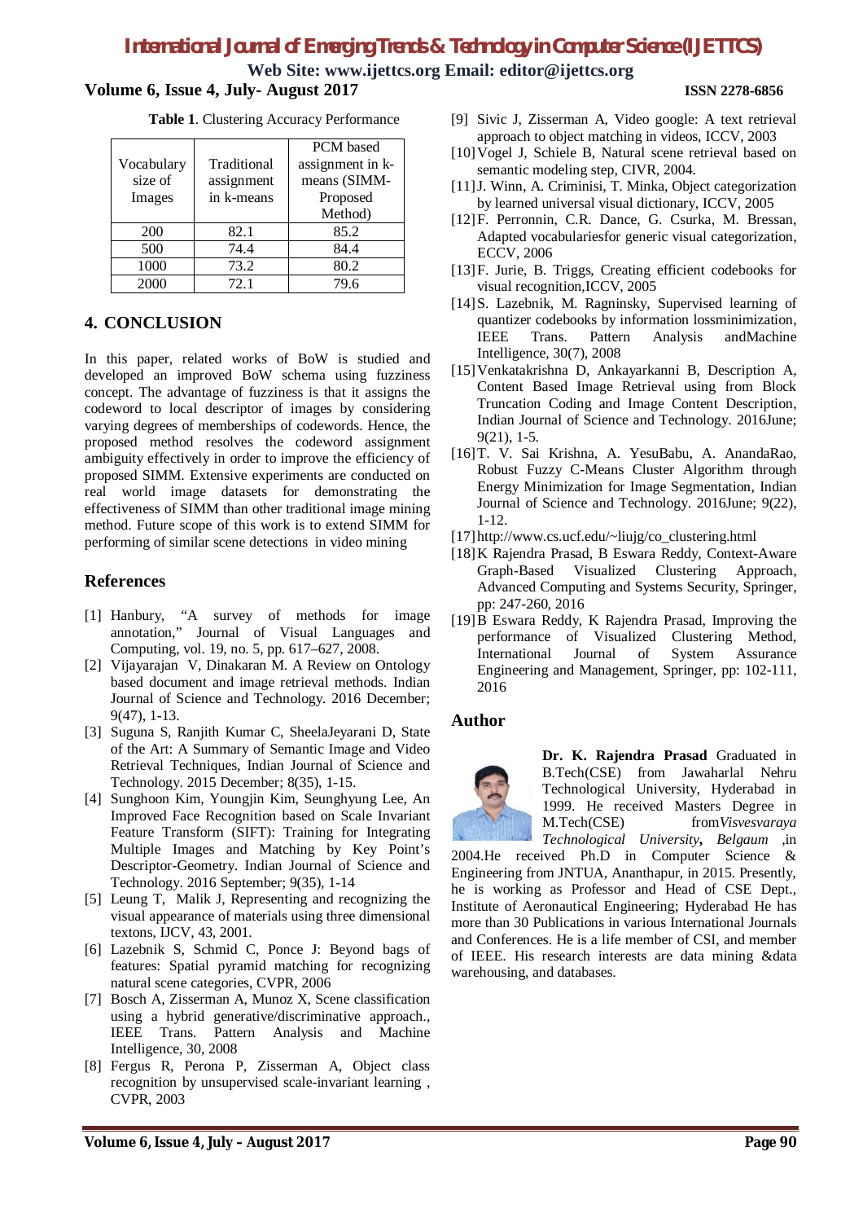Table 1. Clustering Accuracy Performance

| Vocabulary size of Images | Traditional assignment in k-means | PCM based assignment in k-means (SIMM-Proposed Method) |
|---|---|---|
| 200 | 82.1 | 85.2 |
| 500 | 74.4 | 84.4 |
| 1000 | 73.2 | 80.2 |
| 2000 | 72.1 | 79.6 |

## 4. CONCLUSION

In this paper, related works of BoW is studied and developed an improved BoW schema using fuzziness concept. The advantage of fuzziness is that it assigns the codeword to local descriptor of images by considering varying degrees of memberships of codewords. Hence, the proposed method resolves the codeword assignment ambiguity effectively in order to improve the efficiency of proposed SIMM. Extensive experiments are conducted on real world image datasets for demonstrating the effectiveness of SIMM than other traditional image mining method. Future scope of this work is to extend SIMM for performing of similar scene detections in video mining

## References

[1] Hanbury, "A survey of methods for image annotation," Journal of Visual Languages and Computing, vol. 19, no. 5, pp. 617–627, 2008.

[2] Vijayarajan V, Dinakaran M. A Review on Ontology based document and image retrieval methods. Indian Journal of Science and Technology. 2016 December; 9(47), 1-13.

[3] Suguna S, Ranjith Kumar C, SheelaJeyarani D, State of the Art: A Summary of Semantic Image and Video Retrieval Techniques, Indian Journal of Science and Technology. 2015 December; 8(35), 1-15.

[4] Sunghoon Kim, Youngjin Kim, Seunghyung Lee, An Improved Face Recognition based on Scale Invariant Feature Transform (SIFT): Training for Integrating Multiple Images and Matching by Key Point's Descriptor-Geometry. Indian Journal of Science and Technology. 2016 September; 9(35), 1-14

[5] Leung T, Malik J, Representing and recognizing the visual appearance of materials using three dimensional textons, IJCV, 43, 2001.

[6] Lazebnik S, Schmid C, Ponce J: Beyond bags of features: Spatial pyramid matching for recognizing natural scene categories, CVPR, 2006

[7] Bosch A, Zisserman A, Munoz X, Scene classification using a hybrid generative/discriminative approach., IEEE Trans. Pattern Analysis and Machine Intelligence, 30, 2008

[8] Fergus R, Perona P, Zisserman A, Object class recognition by unsupervised scale-invariant learning , CVPR, 2003

[9] Sivic J, Zisserman A, Video google: A text retrieval approach to object matching in videos, ICCV, 2003

[10] Vogel J, Schiele B, Natural scene retrieval based on semantic modeling step, CIVR, 2004.

[11] J. Winn, A. Criminisi, T. Minka, Object categorization by learned universal visual dictionary, ICCV, 2005

[12] F. Perronnin, C.R. Dance, G. Csurka, M. Bressan, Adapted vocabulariesfor generic visual categorization, ECCV, 2006

[13] F. Jurie, B. Triggs, Creating efficient codebooks for visual recognition,ICCV, 2005

[14] S. Lazebnik, M. Ragninsky, Supervised learning of quantizer codebooks by information lossminimization, IEEE Trans. Pattern Analysis andMachine Intelligence, 30(7), 2008

[15] Venkatakrishna D, Ankayarkanni B, Description A, Content Based Image Retrieval using from Block Truncation Coding and Image Content Description, Indian Journal of Science and Technology. 2016June; 9(21), 1-5.

[16] T. V. Sai Krishna, A. YesuBabu, A. AnandaRao, Robust Fuzzy C-Means Cluster Algorithm through Energy Minimization for Image Segmentation, Indian Journal of Science and Technology. 2016June; 9(22), 1-12.

[17] http://www.cs.ucf.edu/~liujg/co_clustering.html

[18] K Rajendra Prasad, B Eswara Reddy, Context-Aware Graph-Based Visualized Clustering Approach, Advanced Computing and Systems Security, Springer, pp: 247-260, 2016

[19] B Eswara Reddy, K Rajendra Prasad, Improving the performance of Visualized Clustering Method, International Journal of System Assurance Engineering and Management, Springer, pp: 102-111, 2016

## Author

**Dr. K. Rajendra Prasad** Graduated in B.Tech(CSE) from Jawaharlal Nehru Technological University, Hyderabad in 1999. He received Masters Degree in M.Tech(CSE) from*Visvesvaraya Technological University***,** *Belgaum* ,in 2004.He received Ph.D in Computer Science & Engineering from JNTUA, Ananthapur, in 2015. Presently, he is working as Professor and Head of CSE Dept., Institute of Aeronautical Engineering; Hyderabad He has more than 30 Publications in various International Journals and Conferences. He is a life member of CSI, and member of IEEE. His research interests are data mining &data warehousing, and databases.